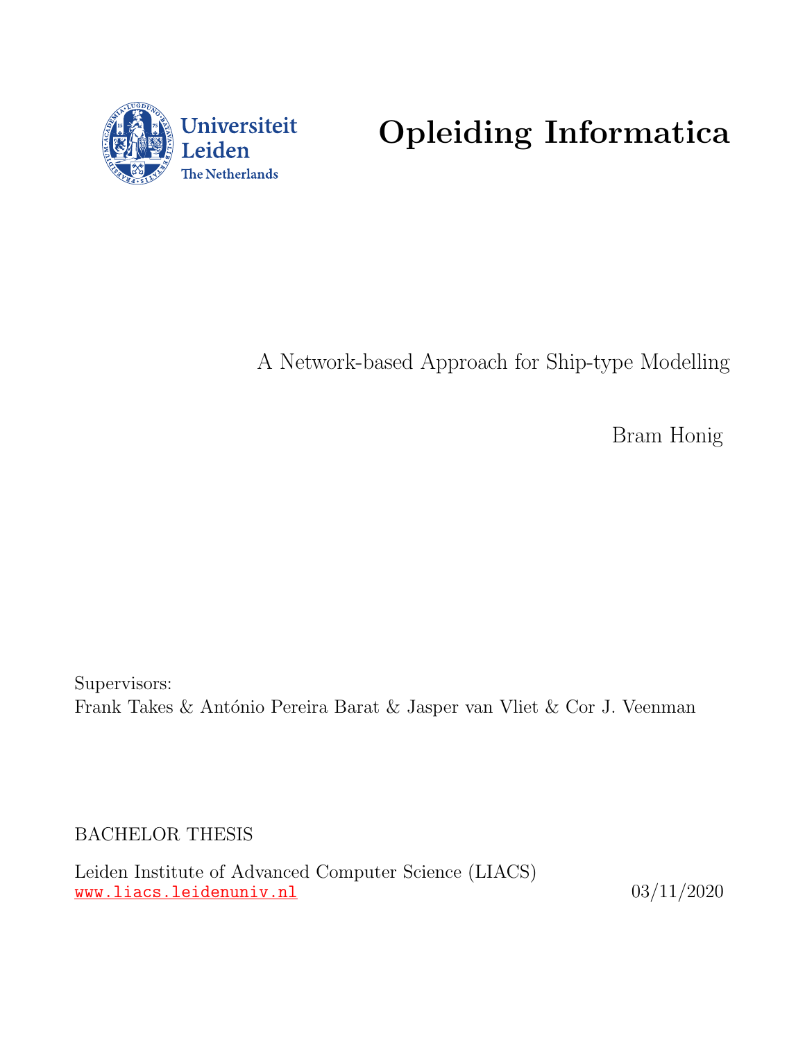Universiteit Leiden
The Netherlands

# Opleiding Informatica

A Network-based Approach for Ship-type Modelling

Bram Honig

Supervisors:
Frank Takes & António Pereira Barat & Jasper van Vliet & Cor J. Veenman

BACHELOR THESIS

Leiden Institute of Advanced Computer Science (LIACS)
www.liacs.leidenuniv.nl

03/11/2020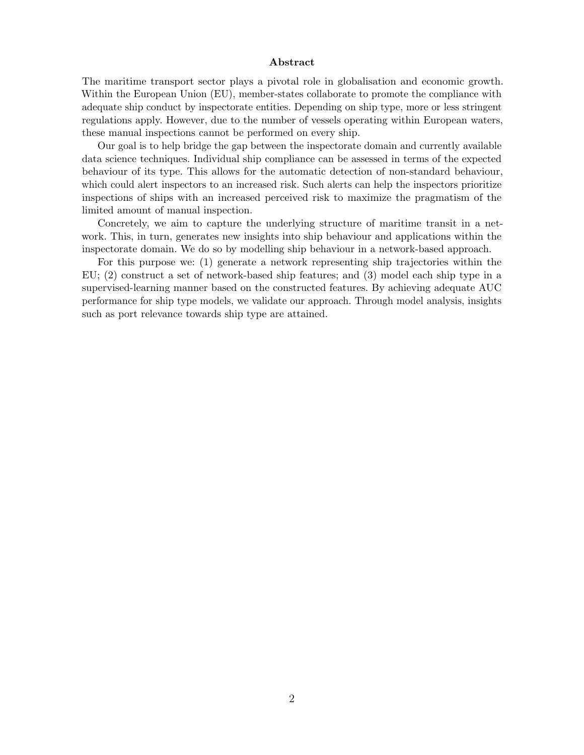## Abstract

The maritime transport sector plays a pivotal role in globalisation and economic growth. Within the European Union (EU), member-states collaborate to promote the compliance with adequate ship conduct by inspectorate entities. Depending on ship type, more or less stringent regulations apply. However, due to the number of vessels operating within European waters, these manual inspections cannot be performed on every ship.

Our goal is to help bridge the gap between the inspectorate domain and currently available data science techniques. Individual ship compliance can be assessed in terms of the expected behaviour of its type. This allows for the automatic detection of non-standard behaviour, which could alert inspectors to an increased risk. Such alerts can help the inspectors prioritize inspections of ships with an increased perceived risk to maximize the pragmatism of the limited amount of manual inspection.

Concretely, we aim to capture the underlying structure of maritime transit in a network. This, in turn, generates new insights into ship behaviour and applications within the inspectorate domain. We do so by modelling ship behaviour in a network-based approach.

For this purpose we: (1) generate a network representing ship trajectories within the EU; (2) construct a set of network-based ship features; and (3) model each ship type in a supervised-learning manner based on the constructed features. By achieving adequate AUC performance for ship type models, we validate our approach. Through model analysis, insights such as port relevance towards ship type are attained.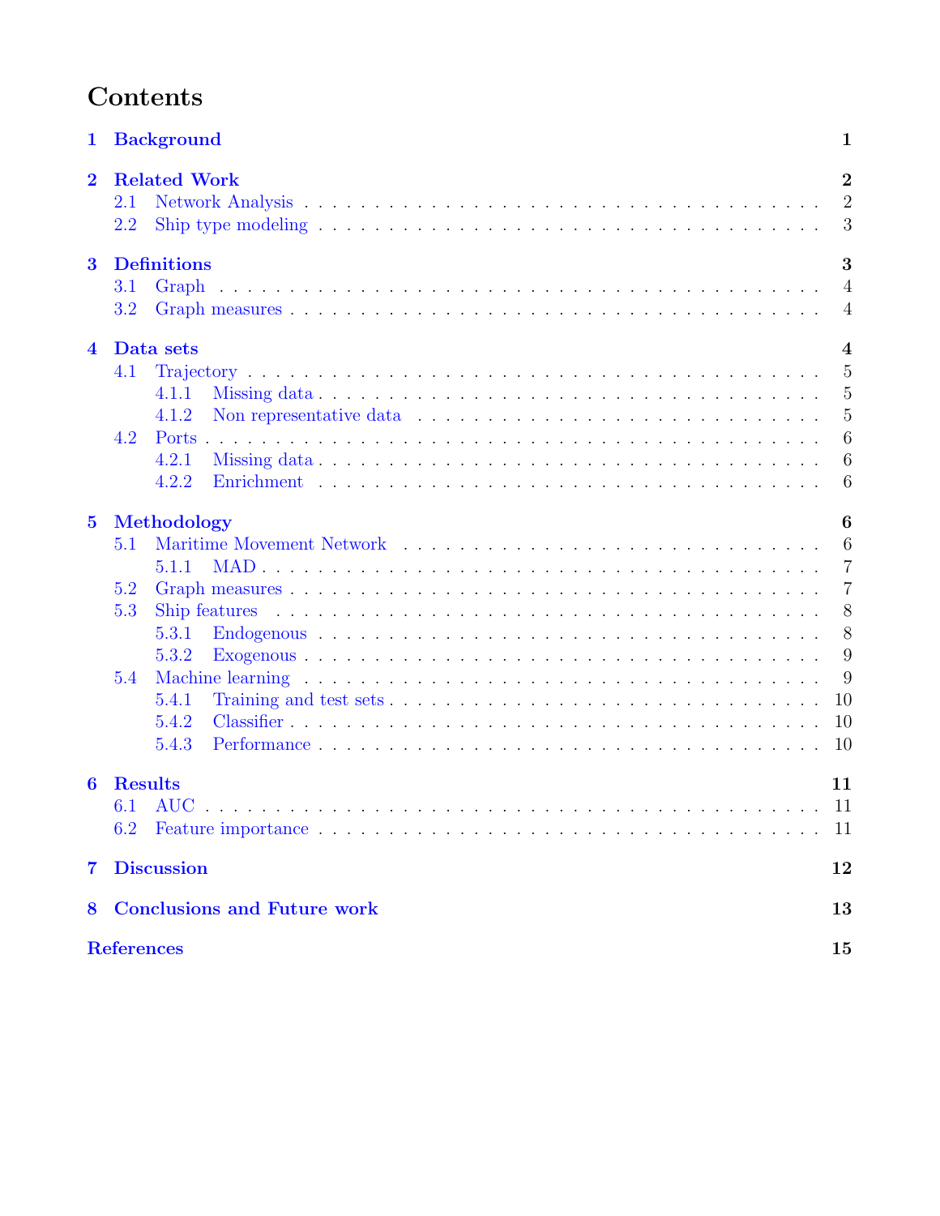# Contents

**1 Background** — 1

**2 Related Work** — 2
- 2.1 Network Analysis — 2
- 2.2 Ship type modeling — 3

**3 Definitions** — 3
- 3.1 Graph — 4
- 3.2 Graph measures — 4

**4 Data sets** — 4
- 4.1 Trajectory — 5
  - 4.1.1 Missing data — 5
  - 4.1.2 Non representative data — 5
- 4.2 Ports — 6
  - 4.2.1 Missing data — 6
  - 4.2.2 Enrichment — 6

**5 Methodology** — 6
- 5.1 Maritime Movement Network — 6
  - 5.1.1 MAD — 7
- 5.2 Graph measures — 7
- 5.3 Ship features — 8
  - 5.3.1 Endogenous — 8
  - 5.3.2 Exogenous — 9
- 5.4 Machine learning — 9
  - 5.4.1 Training and test sets — 10
  - 5.4.2 Classifier — 10
  - 5.4.3 Performance — 10

**6 Results** — 11
- 6.1 AUC — 11
- 6.2 Feature importance — 11

**7 Discussion** — 12

**8 Conclusions and Future work** — 13

**References** — 15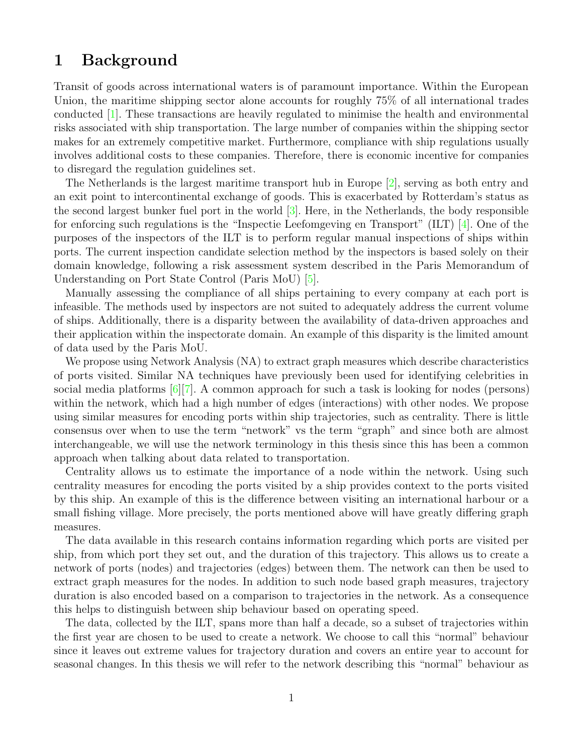# 1 Background

Transit of goods across international waters is of paramount importance. Within the European Union, the maritime shipping sector alone accounts for roughly 75% of all international trades conducted [1]. These transactions are heavily regulated to minimise the health and environmental risks associated with ship transportation. The large number of companies within the shipping sector makes for an extremely competitive market. Furthermore, compliance with ship regulations usually involves additional costs to these companies. Therefore, there is economic incentive for companies to disregard the regulation guidelines set.

The Netherlands is the largest maritime transport hub in Europe [2], serving as both entry and an exit point to intercontinental exchange of goods. This is exacerbated by Rotterdam's status as the second largest bunker fuel port in the world [3]. Here, in the Netherlands, the body responsible for enforcing such regulations is the "Inspectie Leefomgeving en Transport" (ILT) [4]. One of the purposes of the inspectors of the ILT is to perform regular manual inspections of ships within ports. The current inspection candidate selection method by the inspectors is based solely on their domain knowledge, following a risk assessment system described in the Paris Memorandum of Understanding on Port State Control (Paris MoU) [5].

Manually assessing the compliance of all ships pertaining to every company at each port is infeasible. The methods used by inspectors are not suited to adequately address the current volume of ships. Additionally, there is a disparity between the availability of data-driven approaches and their application within the inspectorate domain. An example of this disparity is the limited amount of data used by the Paris MoU.

We propose using Network Analysis (NA) to extract graph measures which describe characteristics of ports visited. Similar NA techniques have previously been used for identifying celebrities in social media platforms [6][7]. A common approach for such a task is looking for nodes (persons) within the network, which had a high number of edges (interactions) with other nodes. We propose using similar measures for encoding ports within ship trajectories, such as centrality. There is little consensus over when to use the term "network" vs the term "graph" and since both are almost interchangeable, we will use the network terminology in this thesis since this has been a common approach when talking about data related to transportation.

Centrality allows us to estimate the importance of a node within the network. Using such centrality measures for encoding the ports visited by a ship provides context to the ports visited by this ship. An example of this is the difference between visiting an international harbour or a small fishing village. More precisely, the ports mentioned above will have greatly differing graph measures.

The data available in this research contains information regarding which ports are visited per ship, from which port they set out, and the duration of this trajectory. This allows us to create a network of ports (nodes) and trajectories (edges) between them. The network can then be used to extract graph measures for the nodes. In addition to such node based graph measures, trajectory duration is also encoded based on a comparison to trajectories in the network. As a consequence this helps to distinguish between ship behaviour based on operating speed.

The data, collected by the ILT, spans more than half a decade, so a subset of trajectories within the first year are chosen to be used to create a network. We choose to call this "normal" behaviour since it leaves out extreme values for trajectory duration and covers an entire year to account for seasonal changes. In this thesis we will refer to the network describing this "normal" behaviour as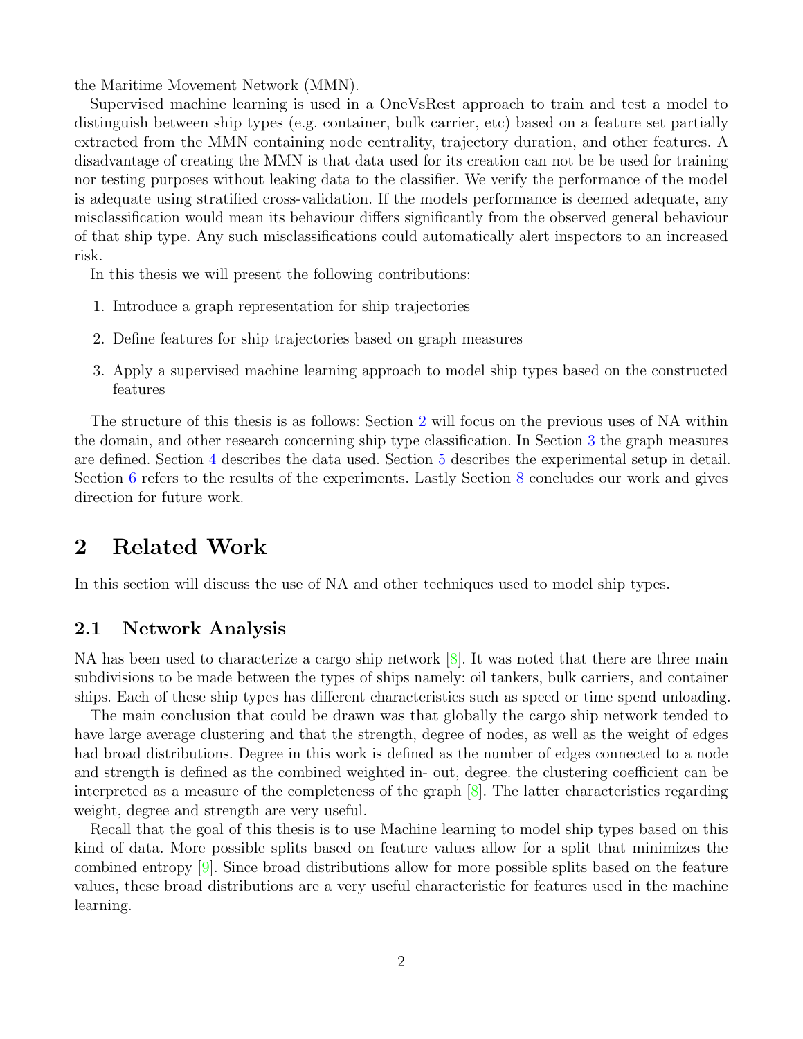the Maritime Movement Network (MMN).

Supervised machine learning is used in a OneVsRest approach to train and test a model to distinguish between ship types (e.g. container, bulk carrier, etc) based on a feature set partially extracted from the MMN containing node centrality, trajectory duration, and other features. A disadvantage of creating the MMN is that data used for its creation can not be be used for training nor testing purposes without leaking data to the classifier. We verify the performance of the model is adequate using stratified cross-validation. If the models performance is deemed adequate, any misclassification would mean its behaviour differs significantly from the observed general behaviour of that ship type. Any such misclassifications could automatically alert inspectors to an increased risk.

In this thesis we will present the following contributions:

1. Introduce a graph representation for ship trajectories
2. Define features for ship trajectories based on graph measures
3. Apply a supervised machine learning approach to model ship types based on the constructed features

The structure of this thesis is as follows: Section 2 will focus on the previous uses of NA within the domain, and other research concerning ship type classification. In Section 3 the graph measures are defined. Section 4 describes the data used. Section 5 describes the experimental setup in detail. Section 6 refers to the results of the experiments. Lastly Section 8 concludes our work and gives direction for future work.

# 2 Related Work

In this section will discuss the use of NA and other techniques used to model ship types.

## 2.1 Network Analysis

NA has been used to characterize a cargo ship network [8]. It was noted that there are three main subdivisions to be made between the types of ships namely: oil tankers, bulk carriers, and container ships. Each of these ship types has different characteristics such as speed or time spend unloading.

The main conclusion that could be drawn was that globally the cargo ship network tended to have large average clustering and that the strength, degree of nodes, as well as the weight of edges had broad distributions. Degree in this work is defined as the number of edges connected to a node and strength is defined as the combined weighted in- out, degree. the clustering coefficient can be interpreted as a measure of the completeness of the graph [8]. The latter characteristics regarding weight, degree and strength are very useful.

Recall that the goal of this thesis is to use Machine learning to model ship types based on this kind of data. More possible splits based on feature values allow for a split that minimizes the combined entropy [9]. Since broad distributions allow for more possible splits based on the feature values, these broad distributions are a very useful characteristic for features used in the machine learning.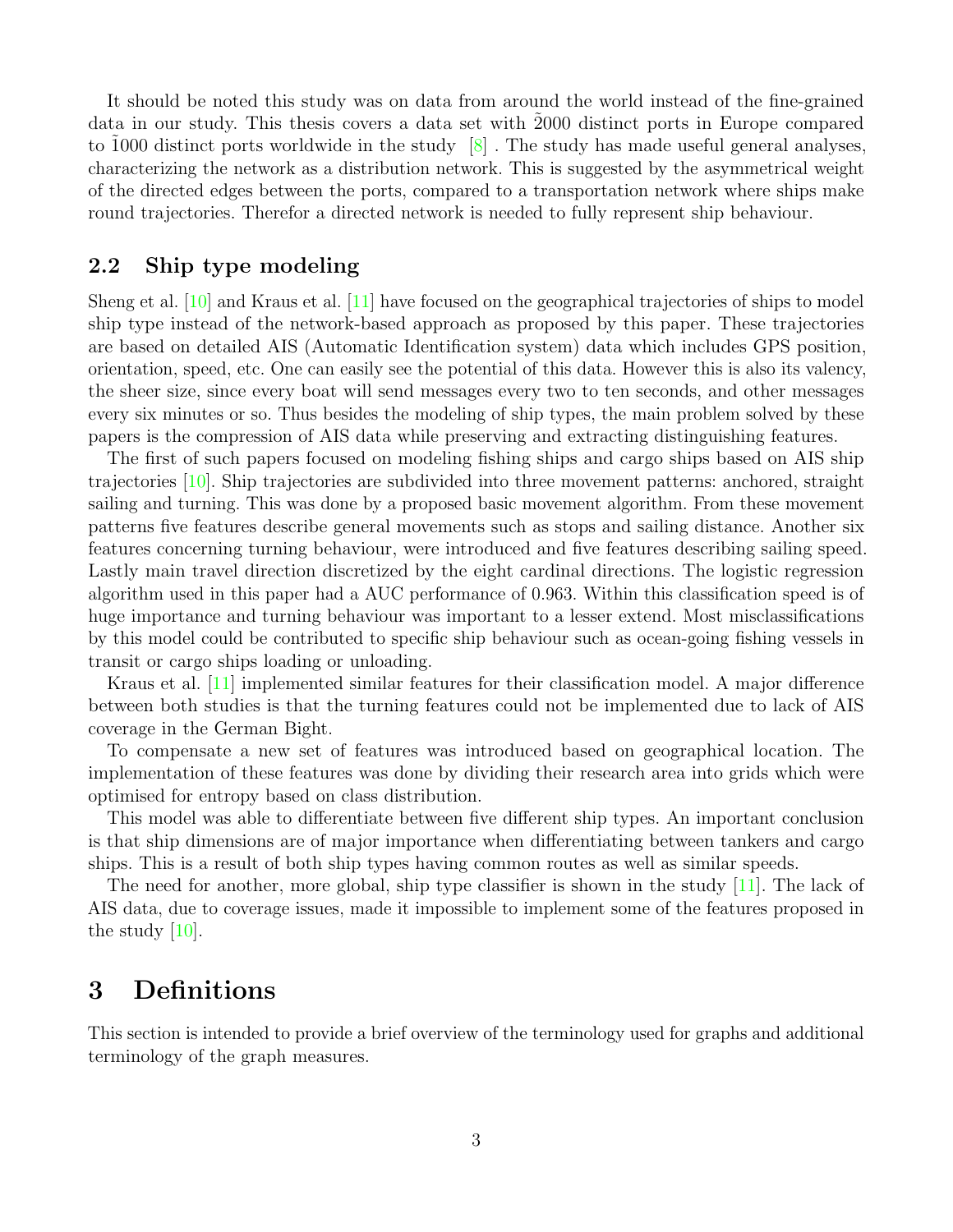It should be noted this study was on data from around the world instead of the fine-grained data in our study. This thesis covers a data set with ~2000 distinct ports in Europe compared to ~1000 distinct ports worldwide in the study [8] . The study has made useful general analyses, characterizing the network as a distribution network. This is suggested by the asymmetrical weight of the directed edges between the ports, compared to a transportation network where ships make round trajectories. Therefor a directed network is needed to fully represent ship behaviour.

### 2.2 Ship type modeling

Sheng et al. [10] and Kraus et al. [11] have focused on the geographical trajectories of ships to model ship type instead of the network-based approach as proposed by this paper. These trajectories are based on detailed AIS (Automatic Identification system) data which includes GPS position, orientation, speed, etc. One can easily see the potential of this data. However this is also its valency, the sheer size, since every boat will send messages every two to ten seconds, and other messages every six minutes or so. Thus besides the modeling of ship types, the main problem solved by these papers is the compression of AIS data while preserving and extracting distinguishing features.

The first of such papers focused on modeling fishing ships and cargo ships based on AIS ship trajectories [10]. Ship trajectories are subdivided into three movement patterns: anchored, straight sailing and turning. This was done by a proposed basic movement algorithm. From these movement patterns five features describe general movements such as stops and sailing distance. Another six features concerning turning behaviour, were introduced and five features describing sailing speed. Lastly main travel direction discretized by the eight cardinal directions. The logistic regression algorithm used in this paper had a AUC performance of 0.963. Within this classification speed is of huge importance and turning behaviour was important to a lesser extend. Most misclassifications by this model could be contributed to specific ship behaviour such as ocean-going fishing vessels in transit or cargo ships loading or unloading.

Kraus et al. [11] implemented similar features for their classification model. A major difference between both studies is that the turning features could not be implemented due to lack of AIS coverage in the German Bight.

To compensate a new set of features was introduced based on geographical location. The implementation of these features was done by dividing their research area into grids which were optimised for entropy based on class distribution.

This model was able to differentiate between five different ship types. An important conclusion is that ship dimensions are of major importance when differentiating between tankers and cargo ships. This is a result of both ship types having common routes as well as similar speeds.

The need for another, more global, ship type classifier is shown in the study [11]. The lack of AIS data, due to coverage issues, made it impossible to implement some of the features proposed in the study [10].

## 3 Definitions

This section is intended to provide a brief overview of the terminology used for graphs and additional terminology of the graph measures.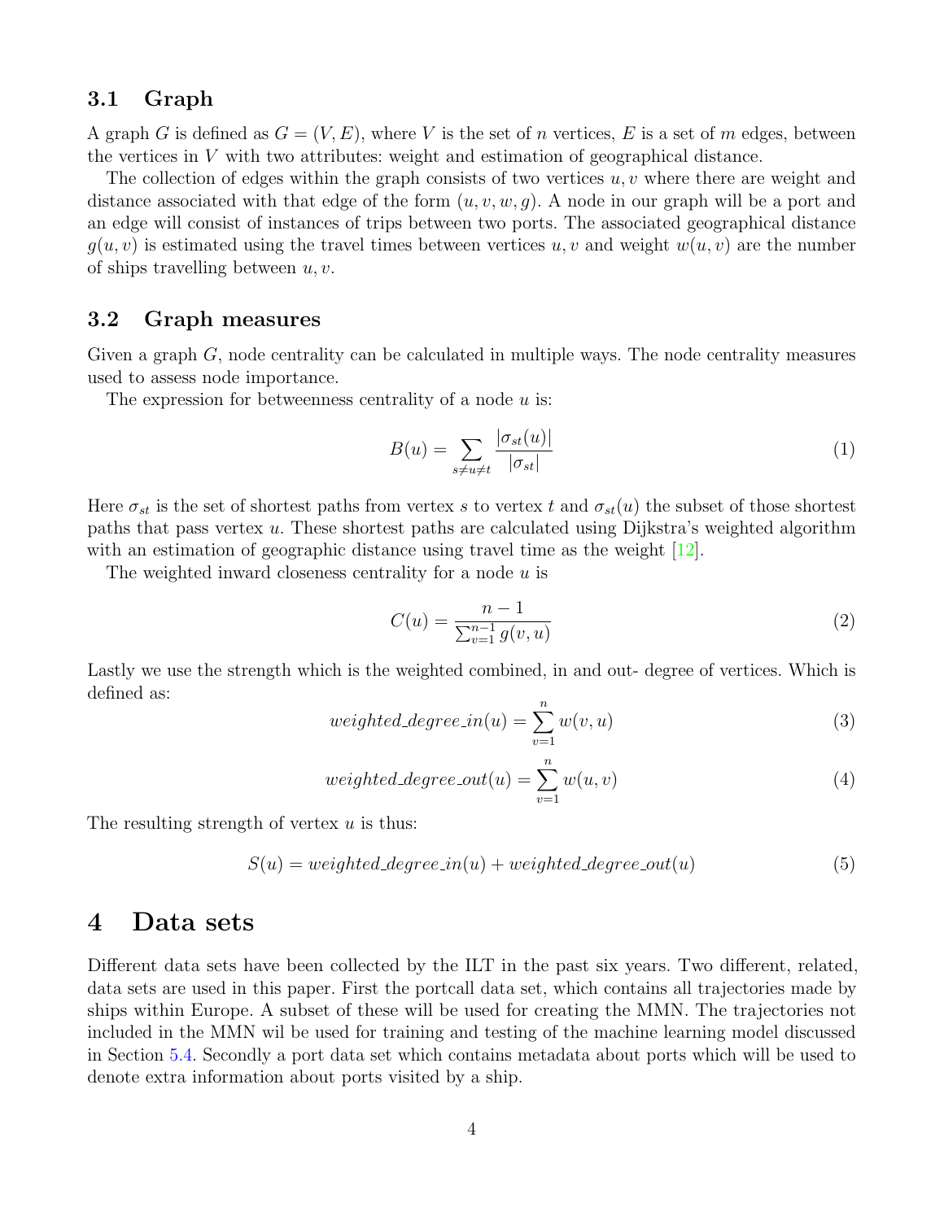### 3.1 Graph

A graph $G$ is defined as $G = (V, E)$, where $V$ is the set of $n$ vertices, $E$ is a set of $m$ edges, between the vertices in $V$ with two attributes: weight and estimation of geographical distance.

The collection of edges within the graph consists of two vertices $u, v$ where there are weight and distance associated with that edge of the form $(u, v, w, g)$. A node in our graph will be a port and an edge will consist of instances of trips between two ports. The associated geographical distance $g(u, v)$ is estimated using the travel times between vertices $u, v$ and weight $w(u, v)$ are the number of ships travelling between $u, v$.

### 3.2 Graph measures

Given a graph $G$, node centrality can be calculated in multiple ways. The node centrality measures used to assess node importance.

The expression for betweenness centrality of a node $u$ is:

$$B(u) = \sum_{s \neq u \neq t} \frac{|\sigma_{st}(u)|}{|\sigma_{st}|} \tag{1}$$

Here $\sigma_{st}$ is the set of shortest paths from vertex $s$ to vertex $t$ and $\sigma_{st}(u)$ the subset of those shortest paths that pass vertex $u$. These shortest paths are calculated using Dijkstra's weighted algorithm with an estimation of geographic distance using travel time as the weight [12].

The weighted inward closeness centrality for a node $u$ is

$$C(u) = \frac{n-1}{\sum_{v=1}^{n-1} g(v, u)} \tag{2}$$

Lastly we use the strength which is the weighted combined, in and out- degree of vertices. Which is defined as:

$$weighted\_degree\_in(u) = \sum_{v=1}^{n} w(v, u) \tag{3}$$

$$weighted\_degree\_out(u) = \sum_{v=1}^{n} w(u, v) \tag{4}$$

The resulting strength of vertex $u$ is thus:

$$S(u) = weighted\_degree\_in(u) + weighted\_degree\_out(u) \tag{5}$$

## 4 Data sets

Different data sets have been collected by the ILT in the past six years. Two different, related, data sets are used in this paper. First the portcall data set, which contains all trajectories made by ships within Europe. A subset of these will be used for creating the MMN. The trajectories not included in the MMN wil be used for training and testing of the machine learning model discussed in Section 5.4. Secondly a port data set which contains metadata about ports which will be used to denote extra information about ports visited by a ship.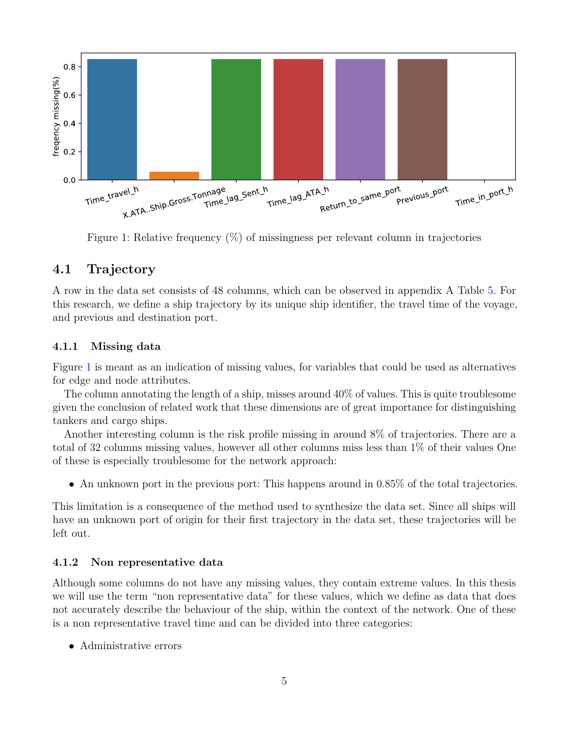Figure 1: Relative frequency (%) of missingness per relevant column in trajectories

## 4.1 Trajectory

A row in the data set consists of 48 columns, which can be observed in appendix A Table 5. For this research, we define a ship trajectory by its unique ship identifier, the travel time of the voyage, and previous and destination port.

### 4.1.1 Missing data

Figure 1 is meant as an indication of missing values, for variables that could be used as alternatives for edge and node attributes.

The column annotating the length of a ship, misses around 40% of values. This is quite troublesome given the conclusion of related work that these dimensions are of great importance for distinguishing tankers and cargo ships.

Another interesting column is the risk profile missing in around 8% of trajectories. There are a total of 32 columns missing values, however all other columns miss less than 1% of their values One of these is especially troublesome for the network approach:

- An unknown port in the previous port: This happens around in 0.85% of the total trajectories.

This limitation is a consequence of the method used to synthesize the data set. Since all ships will have an unknown port of origin for their first trajectory in the data set, these trajectories will be left out.

### 4.1.2 Non representative data

Although some columns do not have any missing values, they contain extreme values. In this thesis we will use the term "non representative data" for these values, which we define as data that does not accurately describe the behaviour of the ship, within the context of the network. One of these is a non representative travel time and can be divided into three categories:

- Administrative errors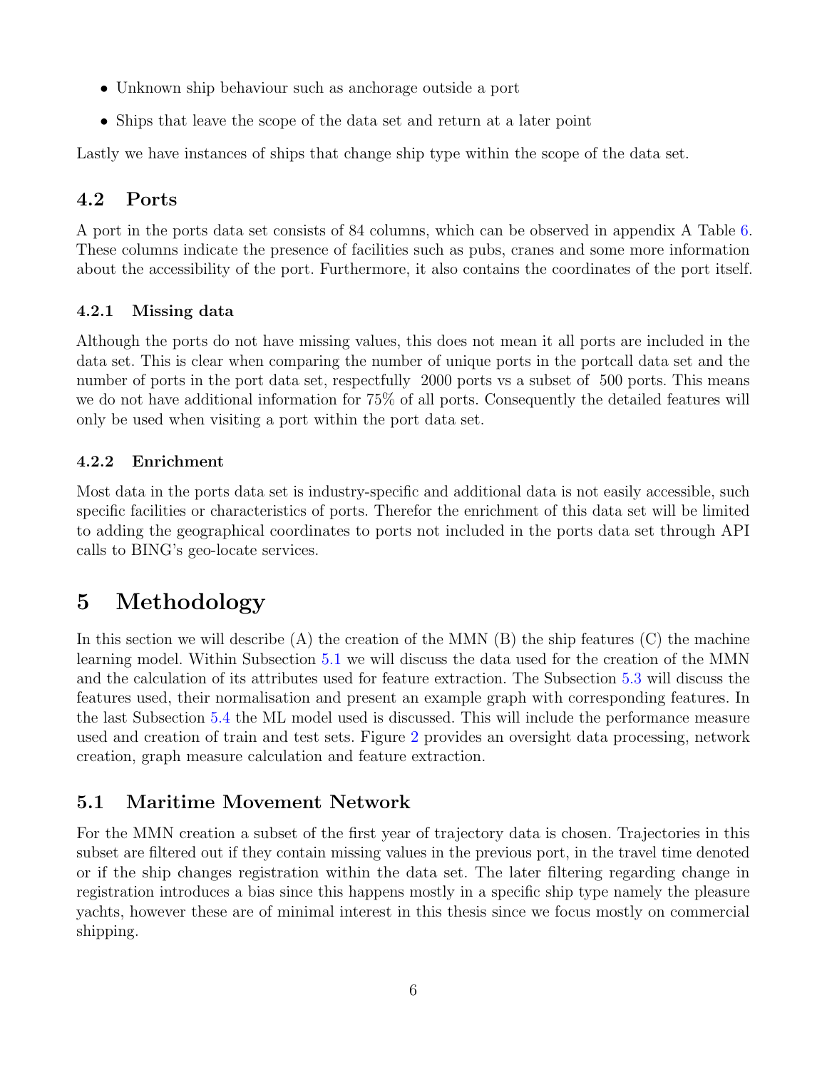- Unknown ship behaviour such as anchorage outside a port
- Ships that leave the scope of the data set and return at a later point

Lastly we have instances of ships that change ship type within the scope of the data set.

## 4.2 Ports

A port in the ports data set consists of 84 columns, which can be observed in appendix A Table 6. These columns indicate the presence of facilities such as pubs, cranes and some more information about the accessibility of the port. Furthermore, it also contains the coordinates of the port itself.

### 4.2.1 Missing data

Although the ports do not have missing values, this does not mean it all ports are included in the data set. This is clear when comparing the number of unique ports in the portcall data set and the number of ports in the port data set, respectfully  2000 ports vs a subset of  500 ports. This means we do not have additional information for 75% of all ports. Consequently the detailed features will only be used when visiting a port within the port data set.

### 4.2.2 Enrichment

Most data in the ports data set is industry-specific and additional data is not easily accessible, such specific facilities or characteristics of ports. Therefor the enrichment of this data set will be limited to adding the geographical coordinates to ports not included in the ports data set through API calls to BING's geo-locate services.

# 5 Methodology

In this section we will describe (A) the creation of the MMN (B) the ship features (C) the machine learning model. Within Subsection 5.1 we will discuss the data used for the creation of the MMN and the calculation of its attributes used for feature extraction. The Subsection 5.3 will discuss the features used, their normalisation and present an example graph with corresponding features. In the last Subsection 5.4 the ML model used is discussed. This will include the performance measure used and creation of train and test sets. Figure 2 provides an oversight data processing, network creation, graph measure calculation and feature extraction.

## 5.1 Maritime Movement Network

For the MMN creation a subset of the first year of trajectory data is chosen. Trajectories in this subset are filtered out if they contain missing values in the previous port, in the travel time denoted or if the ship changes registration within the data set. The later filtering regarding change in registration introduces a bias since this happens mostly in a specific ship type namely the pleasure yachts, however these are of minimal interest in this thesis since we focus mostly on commercial shipping.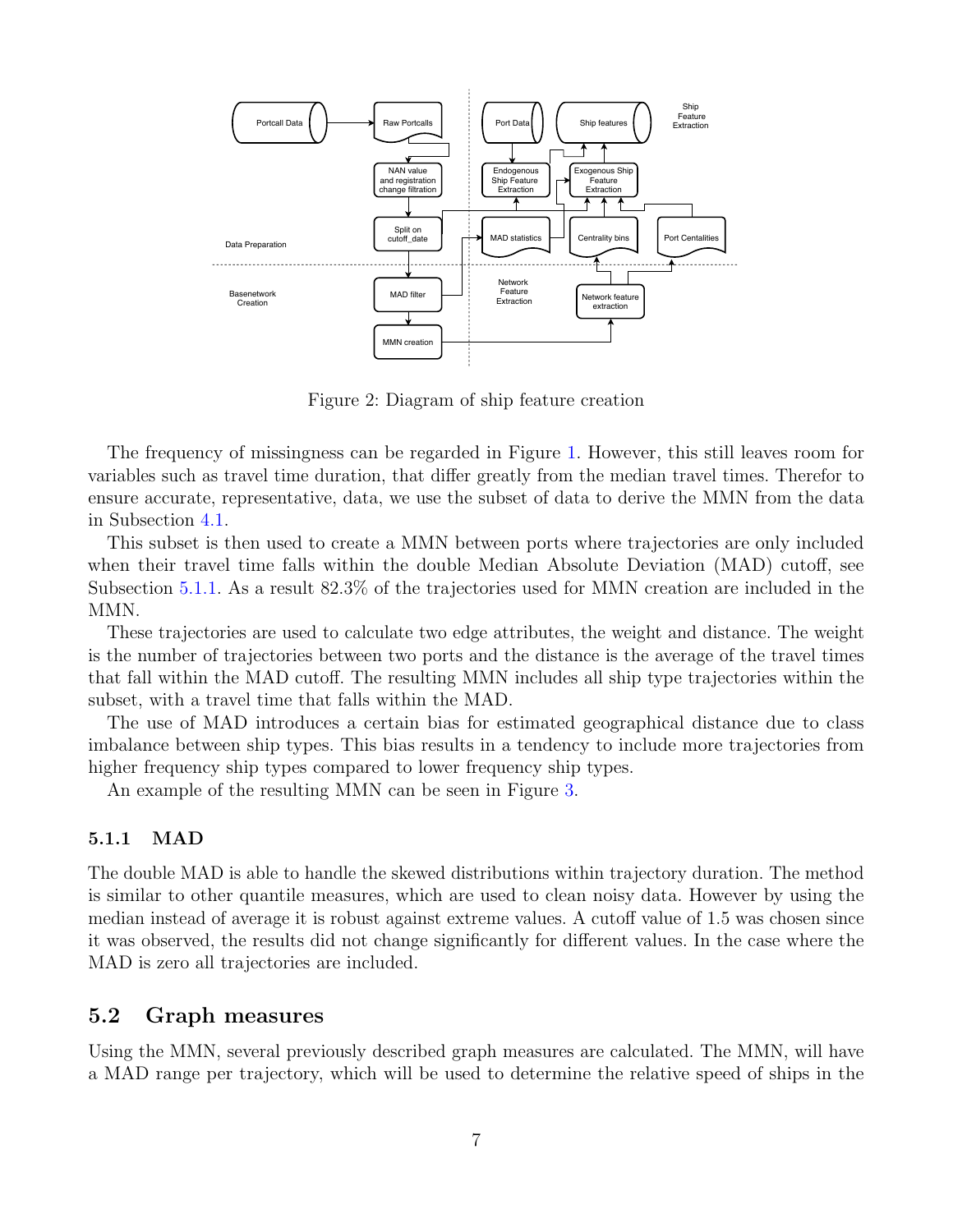Figure 2: Diagram of ship feature creation

The frequency of missingness can be regarded in Figure 1. However, this still leaves room for variables such as travel time duration, that differ greatly from the median travel times. Therefor to ensure accurate, representative, data, we use the subset of data to derive the MMN from the data in Subsection 4.1.

This subset is then used to create a MMN between ports where trajectories are only included when their travel time falls within the double Median Absolute Deviation (MAD) cutoff, see Subsection 5.1.1. As a result 82.3% of the trajectories used for MMN creation are included in the MMN.

These trajectories are used to calculate two edge attributes, the weight and distance. The weight is the number of trajectories between two ports and the distance is the average of the travel times that fall within the MAD cutoff. The resulting MMN includes all ship type trajectories within the subset, with a travel time that falls within the MAD.

The use of MAD introduces a certain bias for estimated geographical distance due to class imbalance between ship types. This bias results in a tendency to include more trajectories from higher frequency ship types compared to lower frequency ship types.

An example of the resulting MMN can be seen in Figure 3.

### 5.1.1 MAD

The double MAD is able to handle the skewed distributions within trajectory duration. The method is similar to other quantile measures, which are used to clean noisy data. However by using the median instead of average it is robust against extreme values. A cutoff value of 1.5 was chosen since it was observed, the results did not change significantly for different values. In the case where the MAD is zero all trajectories are included.

## 5.2 Graph measures

Using the MMN, several previously described graph measures are calculated. The MMN, will have a MAD range per trajectory, which will be used to determine the relative speed of ships in the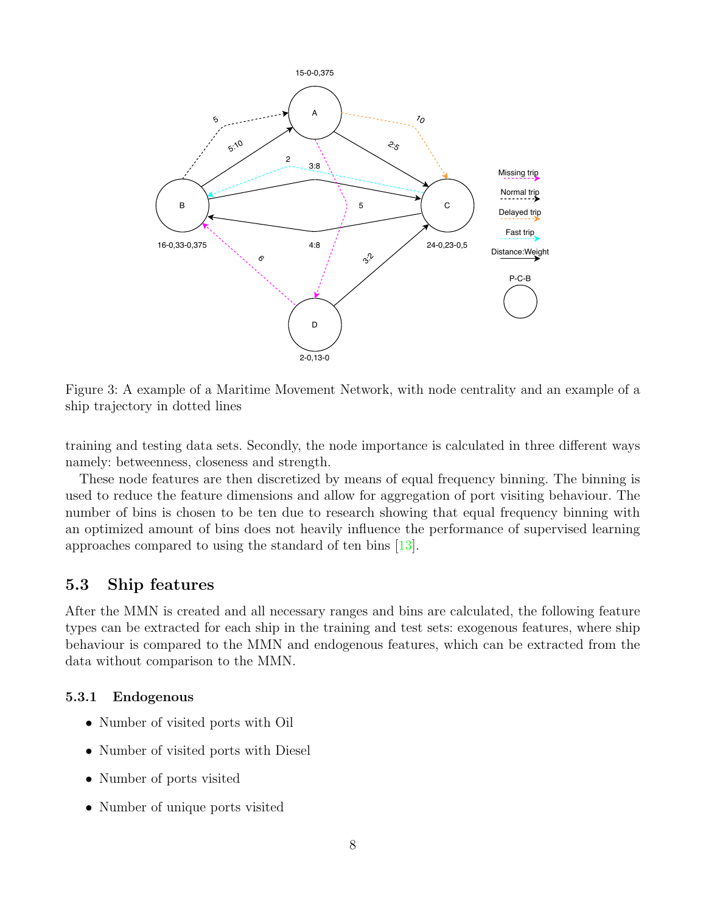Figure 3: A example of a Maritime Movement Network, with node centrality and an example of a ship trajectory in dotted lines

training and testing data sets. Secondly, the node importance is calculated in three different ways namely: betweenness, closeness and strength.

These node features are then discretized by means of equal frequency binning. The binning is used to reduce the feature dimensions and allow for aggregation of port visiting behaviour. The number of bins is chosen to be ten due to research showing that equal frequency binning with an optimized amount of bins does not heavily influence the performance of supervised learning approaches compared to using the standard of ten bins [13].

## 5.3 Ship features

After the MMN is created and all necessary ranges and bins are calculated, the following feature types can be extracted for each ship in the training and test sets: exogenous features, where ship behaviour is compared to the MMN and endogenous features, which can be extracted from the data without comparison to the MMN.

### 5.3.1 Endogenous

- Number of visited ports with Oil
- Number of visited ports with Diesel
- Number of ports visited
- Number of unique ports visited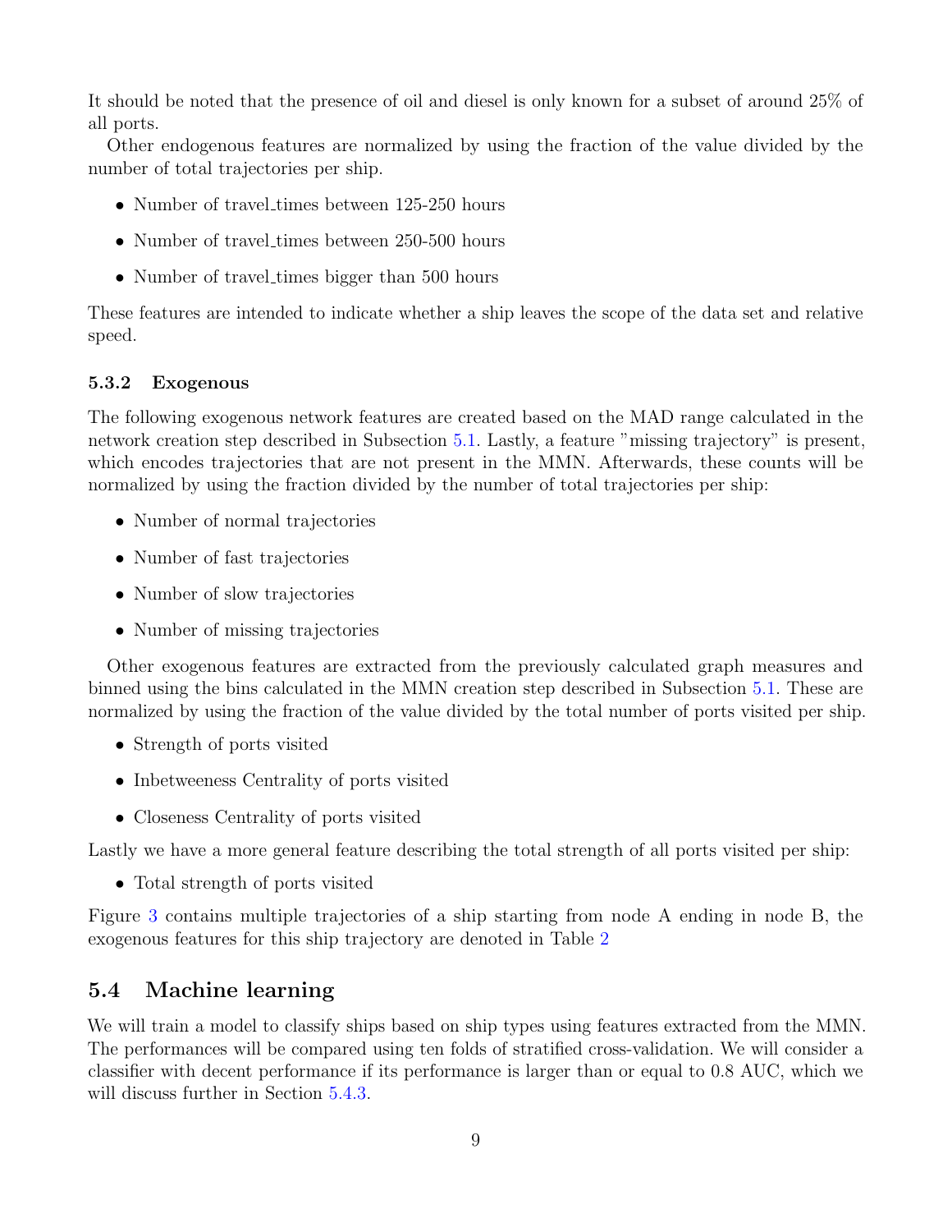It should be noted that the presence of oil and diesel is only known for a subset of around 25% of all ports.

Other endogenous features are normalized by using the fraction of the value divided by the number of total trajectories per ship.

- Number of travel_times between 125-250 hours
- Number of travel_times between 250-500 hours
- Number of travel_times bigger than 500 hours

These features are intended to indicate whether a ship leaves the scope of the data set and relative speed.

### 5.3.2 Exogenous

The following exogenous network features are created based on the MAD range calculated in the network creation step described in Subsection 5.1. Lastly, a feature "missing trajectory" is present, which encodes trajectories that are not present in the MMN. Afterwards, these counts will be normalized by using the fraction divided by the number of total trajectories per ship:

- Number of normal trajectories
- Number of fast trajectories
- Number of slow trajectories
- Number of missing trajectories

Other exogenous features are extracted from the previously calculated graph measures and binned using the bins calculated in the MMN creation step described in Subsection 5.1. These are normalized by using the fraction of the value divided by the total number of ports visited per ship.

- Strength of ports visited
- Inbetweeness Centrality of ports visited
- Closeness Centrality of ports visited

Lastly we have a more general feature describing the total strength of all ports visited per ship:

- Total strength of ports visited

Figure 3 contains multiple trajectories of a ship starting from node A ending in node B, the exogenous features for this ship trajectory are denoted in Table 2

## 5.4 Machine learning

We will train a model to classify ships based on ship types using features extracted from the MMN. The performances will be compared using ten folds of stratified cross-validation. We will consider a classifier with decent performance if its performance is larger than or equal to 0.8 AUC, which we will discuss further in Section 5.4.3.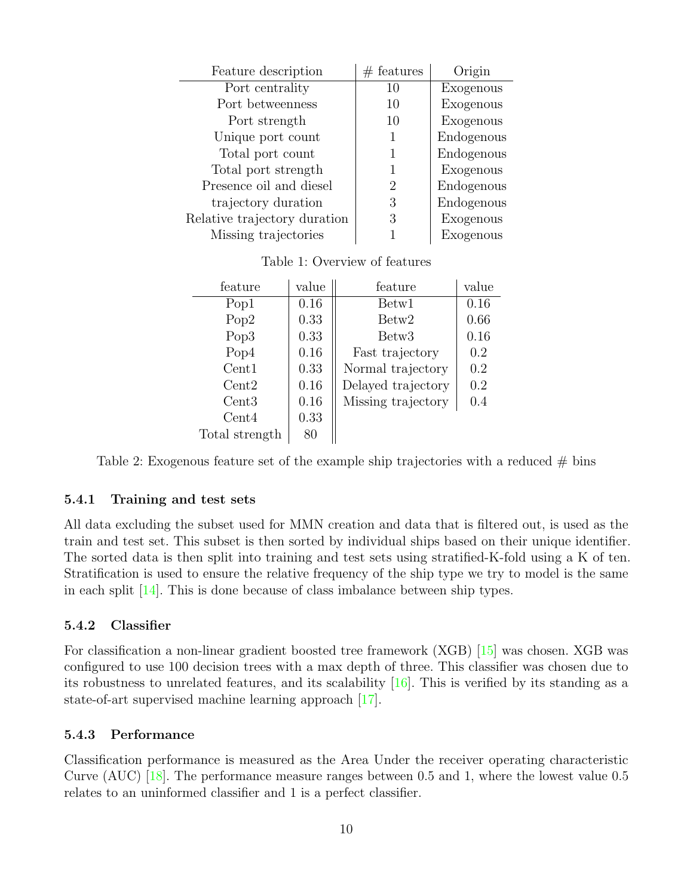| Feature description | # features | Origin |
| --- | --- | --- |
| Port centrality | 10 | Exogenous |
| Port betweenness | 10 | Exogenous |
| Port strength | 10 | Exogenous |
| Unique port count | 1 | Endogenous |
| Total port count | 1 | Endogenous |
| Total port strength | 1 | Exogenous |
| Presence oil and diesel | 2 | Endogenous |
| trajectory duration | 3 | Endogenous |
| Relative trajectory duration | 3 | Exogenous |
| Missing trajectories | 1 | Exogenous |

Table 1: Overview of features

| feature | value | feature | value |
| --- | --- | --- | --- |
| Pop1 | 0.16 | Betw1 | 0.16 |
| Pop2 | 0.33 | Betw2 | 0.66 |
| Pop3 | 0.33 | Betw3 | 0.16 |
| Pop4 | 0.16 | Fast trajectory | 0.2 |
| Cent1 | 0.33 | Normal trajectory | 0.2 |
| Cent2 | 0.16 | Delayed trajectory | 0.2 |
| Cent3 | 0.16 | Missing trajectory | 0.4 |
| Cent4 | 0.33 | | |
| Total strength | 80 | | |

Table 2: Exogenous feature set of the example ship trajectories with a reduced # bins

#### 5.4.1 Training and test sets

All data excluding the subset used for MMN creation and data that is filtered out, is used as the train and test set. This subset is then sorted by individual ships based on their unique identifier. The sorted data is then split into training and test sets using stratified-K-fold using a K of ten. Stratification is used to ensure the relative frequency of the ship type we try to model is the same in each split [14]. This is done because of class imbalance between ship types.

#### 5.4.2 Classifier

For classification a non-linear gradient boosted tree framework (XGB) [15] was chosen. XGB was configured to use 100 decision trees with a max depth of three. This classifier was chosen due to its robustness to unrelated features, and its scalability [16]. This is verified by its standing as a state-of-art supervised machine learning approach [17].

#### 5.4.3 Performance

Classification performance is measured as the Area Under the receiver operating characteristic Curve (AUC) [18]. The performance measure ranges between 0.5 and 1, where the lowest value 0.5 relates to an uninformed classifier and 1 is a perfect classifier.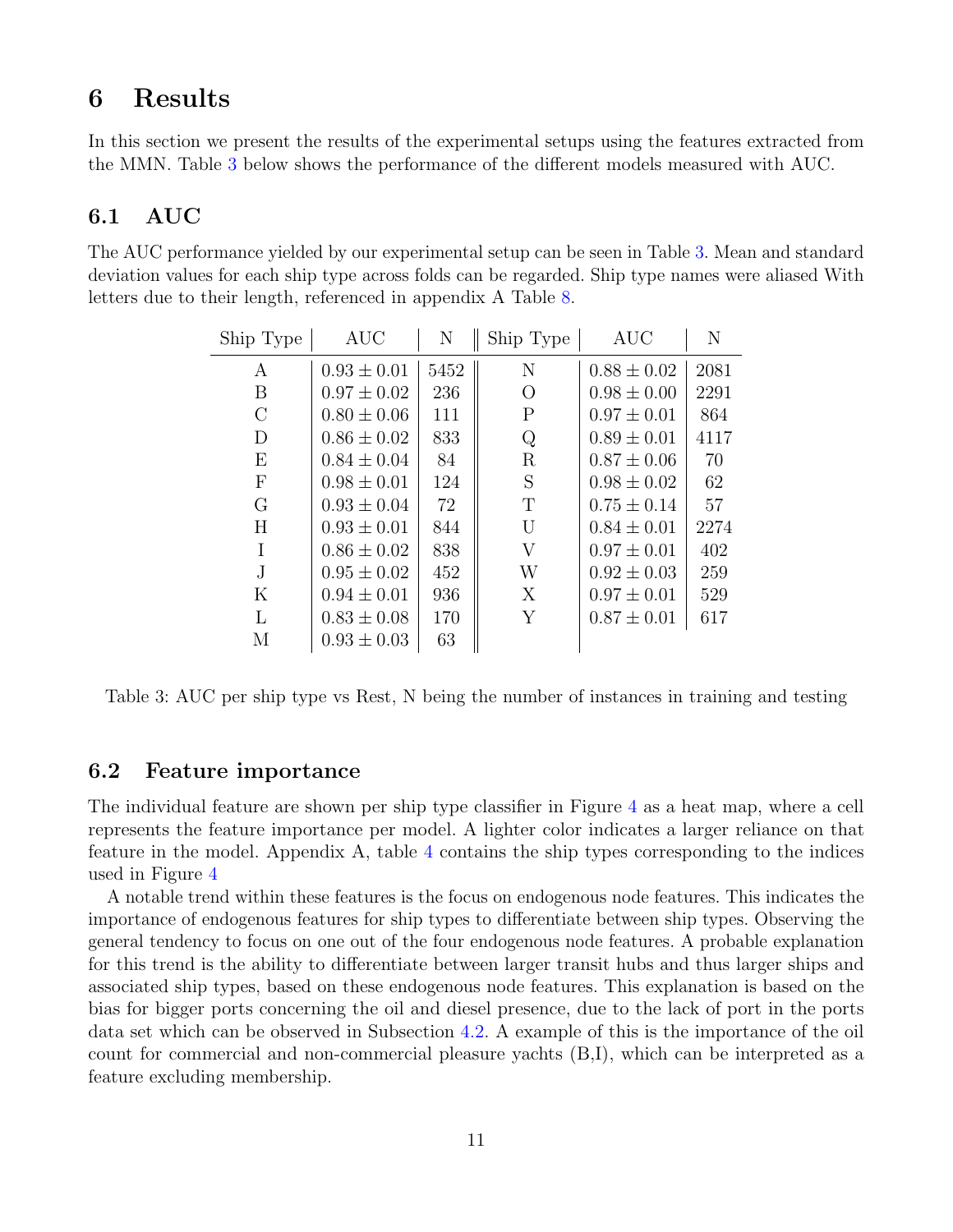# 6 Results

In this section we present the results of the experimental setups using the features extracted from the MMN. Table 3 below shows the performance of the different models measured with AUC.

## 6.1 AUC

The AUC performance yielded by our experimental setup can be seen in Table 3. Mean and standard deviation values for each ship type across folds can be regarded. Ship type names were aliased With letters due to their length, referenced in appendix A Table 8.

| Ship Type | AUC | N | Ship Type | AUC | N |
|---|---|---|---|---|---|
| A | $0.93 \pm 0.01$ | 5452 | N | $0.88 \pm 0.02$ | 2081 |
| B | $0.97 \pm 0.02$ | 236 | O | $0.98 \pm 0.00$ | 2291 |
| C | $0.80 \pm 0.06$ | 111 | P | $0.97 \pm 0.01$ | 864 |
| D | $0.86 \pm 0.02$ | 833 | Q | $0.89 \pm 0.01$ | 4117 |
| E | $0.84 \pm 0.04$ | 84 | R | $0.87 \pm 0.06$ | 70 |
| F | $0.98 \pm 0.01$ | 124 | S | $0.98 \pm 0.02$ | 62 |
| G | $0.93 \pm 0.04$ | 72 | T | $0.75 \pm 0.14$ | 57 |
| H | $0.93 \pm 0.01$ | 844 | U | $0.84 \pm 0.01$ | 2274 |
| I | $0.86 \pm 0.02$ | 838 | V | $0.97 \pm 0.01$ | 402 |
| J | $0.95 \pm 0.02$ | 452 | W | $0.92 \pm 0.03$ | 259 |
| K | $0.94 \pm 0.01$ | 936 | X | $0.97 \pm 0.01$ | 529 |
| L | $0.83 \pm 0.08$ | 170 | Y | $0.87 \pm 0.01$ | 617 |
| M | $0.93 \pm 0.03$ | 63 | | | |

Table 3: AUC per ship type vs Rest, N being the number of instances in training and testing

## 6.2 Feature importance

The individual feature are shown per ship type classifier in Figure 4 as a heat map, where a cell represents the feature importance per model. A lighter color indicates a larger reliance on that feature in the model. Appendix A, table 4 contains the ship types corresponding to the indices used in Figure 4

A notable trend within these features is the focus on endogenous node features. This indicates the importance of endogenous features for ship types to differentiate between ship types. Observing the general tendency to focus on one out of the four endogenous node features. A probable explanation for this trend is the ability to differentiate between larger transit hubs and thus larger ships and associated ship types, based on these endogenous node features. This explanation is based on the bias for bigger ports concerning the oil and diesel presence, due to the lack of port in the ports data set which can be observed in Subsection 4.2. A example of this is the importance of the oil count for commercial and non-commercial pleasure yachts (B,I), which can be interpreted as a feature excluding membership.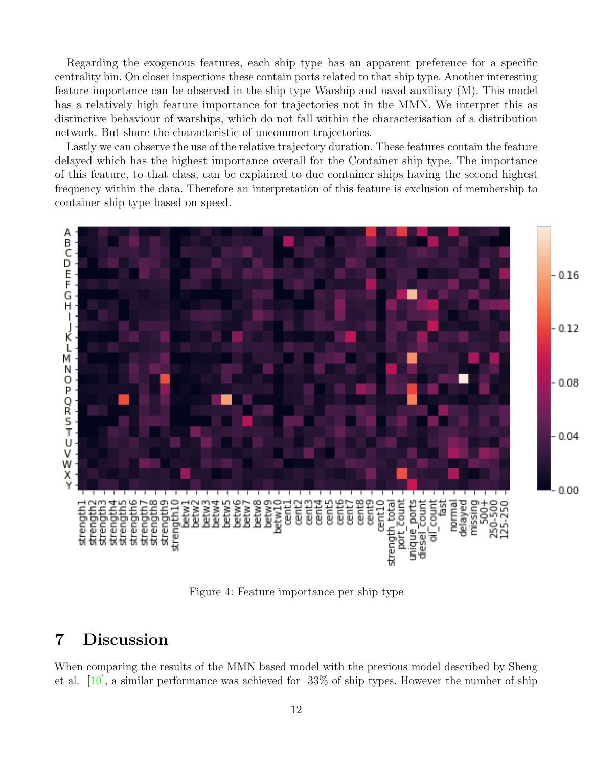Regarding the exogenous features, each ship type has an apparent preference for a specific centrality bin. On closer inspections these contain ports related to that ship type. Another interesting feature importance can be observed in the ship type Warship and naval auxiliary (M). This model has a relatively high feature importance for trajectories not in the MMN. We interpret this as distinctive behaviour of warships, which do not fall within the characterisation of a distribution network. But share the characteristic of uncommon trajectories.

Lastly we can observe the use of the relative trajectory duration. These features contain the feature delayed which has the highest importance overall for the Container ship type. The importance of this feature, to that class, can be explained to due container ships having the second highest frequency within the data. Therefore an interpretation of this feature is exclusion of membership to container ship type based on speed.

Figure 4: Feature importance per ship type

## 7 Discussion

When comparing the results of the MMN based model with the previous model described by Sheng et al. [10], a similar performance was achieved for 33% of ship types. However the number of ship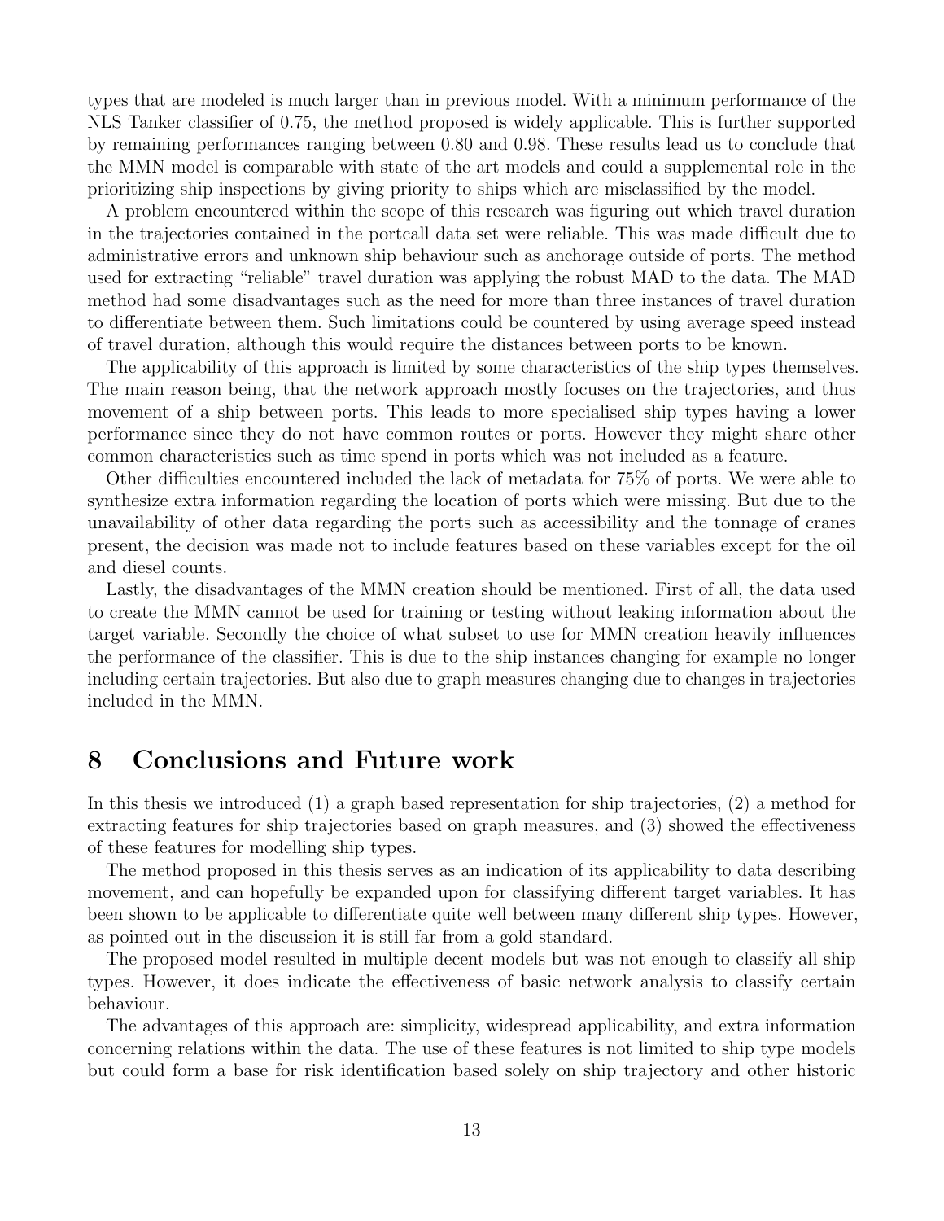types that are modeled is much larger than in previous model. With a minimum performance of the NLS Tanker classifier of 0.75, the method proposed is widely applicable. This is further supported by remaining performances ranging between 0.80 and 0.98. These results lead us to conclude that the MMN model is comparable with state of the art models and could a supplemental role in the prioritizing ship inspections by giving priority to ships which are misclassified by the model.

A problem encountered within the scope of this research was figuring out which travel duration in the trajectories contained in the portcall data set were reliable. This was made difficult due to administrative errors and unknown ship behaviour such as anchorage outside of ports. The method used for extracting "reliable" travel duration was applying the robust MAD to the data. The MAD method had some disadvantages such as the need for more than three instances of travel duration to differentiate between them. Such limitations could be countered by using average speed instead of travel duration, although this would require the distances between ports to be known.

The applicability of this approach is limited by some characteristics of the ship types themselves. The main reason being, that the network approach mostly focuses on the trajectories, and thus movement of a ship between ports. This leads to more specialised ship types having a lower performance since they do not have common routes or ports. However they might share other common characteristics such as time spend in ports which was not included as a feature.

Other difficulties encountered included the lack of metadata for 75% of ports. We were able to synthesize extra information regarding the location of ports which were missing. But due to the unavailability of other data regarding the ports such as accessibility and the tonnage of cranes present, the decision was made not to include features based on these variables except for the oil and diesel counts.

Lastly, the disadvantages of the MMN creation should be mentioned. First of all, the data used to create the MMN cannot be used for training or testing without leaking information about the target variable. Secondly the choice of what subset to use for MMN creation heavily influences the performance of the classifier. This is due to the ship instances changing for example no longer including certain trajectories. But also due to graph measures changing due to changes in trajectories included in the MMN.

# 8 Conclusions and Future work

In this thesis we introduced (1) a graph based representation for ship trajectories, (2) a method for extracting features for ship trajectories based on graph measures, and (3) showed the effectiveness of these features for modelling ship types.

The method proposed in this thesis serves as an indication of its applicability to data describing movement, and can hopefully be expanded upon for classifying different target variables. It has been shown to be applicable to differentiate quite well between many different ship types. However, as pointed out in the discussion it is still far from a gold standard.

The proposed model resulted in multiple decent models but was not enough to classify all ship types. However, it does indicate the effectiveness of basic network analysis to classify certain behaviour.

The advantages of this approach are: simplicity, widespread applicability, and extra information concerning relations within the data. The use of these features is not limited to ship type models but could form a base for risk identification based solely on ship trajectory and other historic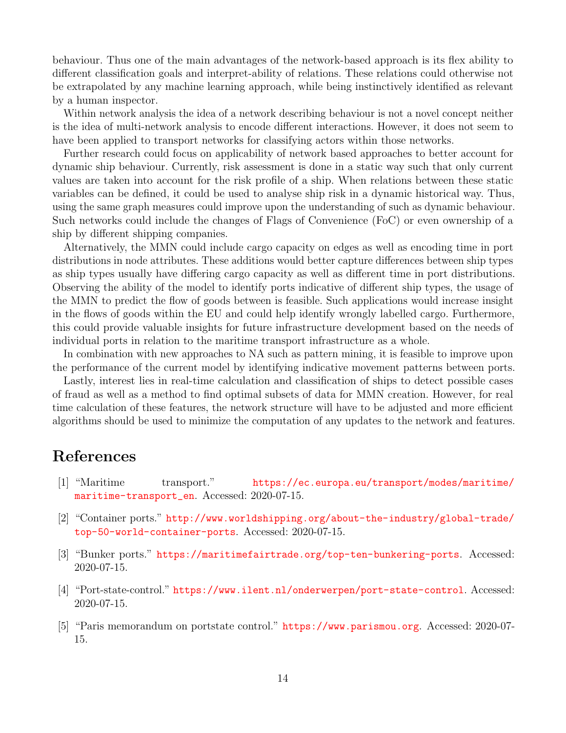behaviour. Thus one of the main advantages of the network-based approach is its flex ability to different classification goals and interpret-ability of relations. These relations could otherwise not be extrapolated by any machine learning approach, while being instinctively identified as relevant by a human inspector.

Within network analysis the idea of a network describing behaviour is not a novel concept neither is the idea of multi-network analysis to encode different interactions. However, it does not seem to have been applied to transport networks for classifying actors within those networks.

Further research could focus on applicability of network based approaches to better account for dynamic ship behaviour. Currently, risk assessment is done in a static way such that only current values are taken into account for the risk profile of a ship. When relations between these static variables can be defined, it could be used to analyse ship risk in a dynamic historical way. Thus, using the same graph measures could improve upon the understanding of such as dynamic behaviour. Such networks could include the changes of Flags of Convenience (FoC) or even ownership of a ship by different shipping companies.

Alternatively, the MMN could include cargo capacity on edges as well as encoding time in port distributions in node attributes. These additions would better capture differences between ship types as ship types usually have differing cargo capacity as well as different time in port distributions. Observing the ability of the model to identify ports indicative of different ship types, the usage of the MMN to predict the flow of goods between is feasible. Such applications would increase insight in the flows of goods within the EU and could help identify wrongly labelled cargo. Furthermore, this could provide valuable insights for future infrastructure development based on the needs of individual ports in relation to the maritime transport infrastructure as a whole.

In combination with new approaches to NA such as pattern mining, it is feasible to improve upon the performance of the current model by identifying indicative movement patterns between ports.

Lastly, interest lies in real-time calculation and classification of ships to detect possible cases of fraud as well as a method to find optimal subsets of data for MMN creation. However, for real time calculation of these features, the network structure will have to be adjusted and more efficient algorithms should be used to minimize the computation of any updates to the network and features.

# References

[1] "Maritime transport." https://ec.europa.eu/transport/modes/maritime/maritime-transport_en. Accessed: 2020-07-15.

[2] "Container ports." http://www.worldshipping.org/about-the-industry/global-trade/top-50-world-container-ports. Accessed: 2020-07-15.

[3] "Bunker ports." https://maritimefairtrade.org/top-ten-bunkering-ports. Accessed: 2020-07-15.

[4] "Port-state-control." https://www.ilent.nl/onderwerpen/port-state-control. Accessed: 2020-07-15.

[5] "Paris memorandum on portstate control." https://www.parismou.org. Accessed: 2020-07-15.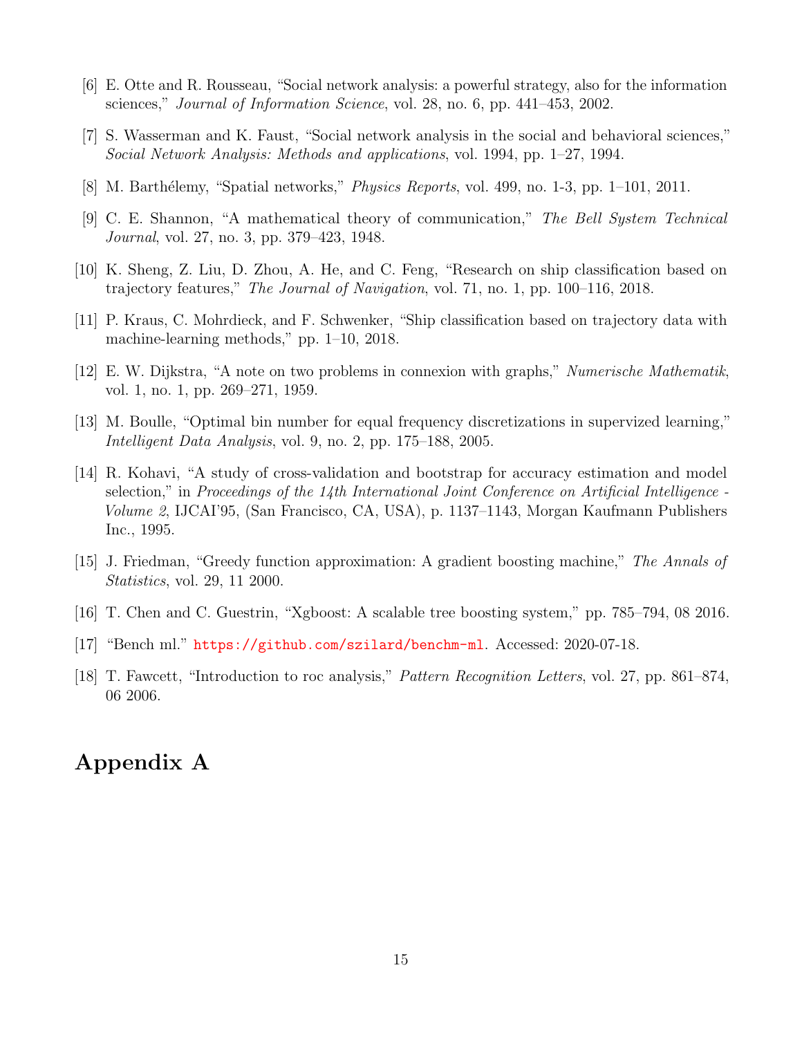[6] E. Otte and R. Rousseau, "Social network analysis: a powerful strategy, also for the information sciences," *Journal of Information Science*, vol. 28, no. 6, pp. 441–453, 2002.

[7] S. Wasserman and K. Faust, "Social network analysis in the social and behavioral sciences," *Social Network Analysis: Methods and applications*, vol. 1994, pp. 1–27, 1994.

[8] M. Barthélemy, "Spatial networks," *Physics Reports*, vol. 499, no. 1-3, pp. 1–101, 2011.

[9] C. E. Shannon, "A mathematical theory of communication," *The Bell System Technical Journal*, vol. 27, no. 3, pp. 379–423, 1948.

[10] K. Sheng, Z. Liu, D. Zhou, A. He, and C. Feng, "Research on ship classification based on trajectory features," *The Journal of Navigation*, vol. 71, no. 1, pp. 100–116, 2018.

[11] P. Kraus, C. Mohrdieck, and F. Schwenker, "Ship classification based on trajectory data with machine-learning methods," pp. 1–10, 2018.

[12] E. W. Dijkstra, "A note on two problems in connexion with graphs," *Numerische Mathematik*, vol. 1, no. 1, pp. 269–271, 1959.

[13] M. Boulle, "Optimal bin number for equal frequency discretizations in supervized learning," *Intelligent Data Analysis*, vol. 9, no. 2, pp. 175–188, 2005.

[14] R. Kohavi, "A study of cross-validation and bootstrap for accuracy estimation and model selection," in *Proceedings of the 14th International Joint Conference on Artificial Intelligence - Volume 2*, IJCAI'95, (San Francisco, CA, USA), p. 1137–1143, Morgan Kaufmann Publishers Inc., 1995.

[15] J. Friedman, "Greedy function approximation: A gradient boosting machine," *The Annals of Statistics*, vol. 29, 11 2000.

[16] T. Chen and C. Guestrin, "Xgboost: A scalable tree boosting system," pp. 785–794, 08 2016.

[17] "Bench ml." https://github.com/szilard/benchm-ml. Accessed: 2020-07-18.

[18] T. Fawcett, "Introduction to roc analysis," *Pattern Recognition Letters*, vol. 27, pp. 861–874, 06 2006.

# Appendix A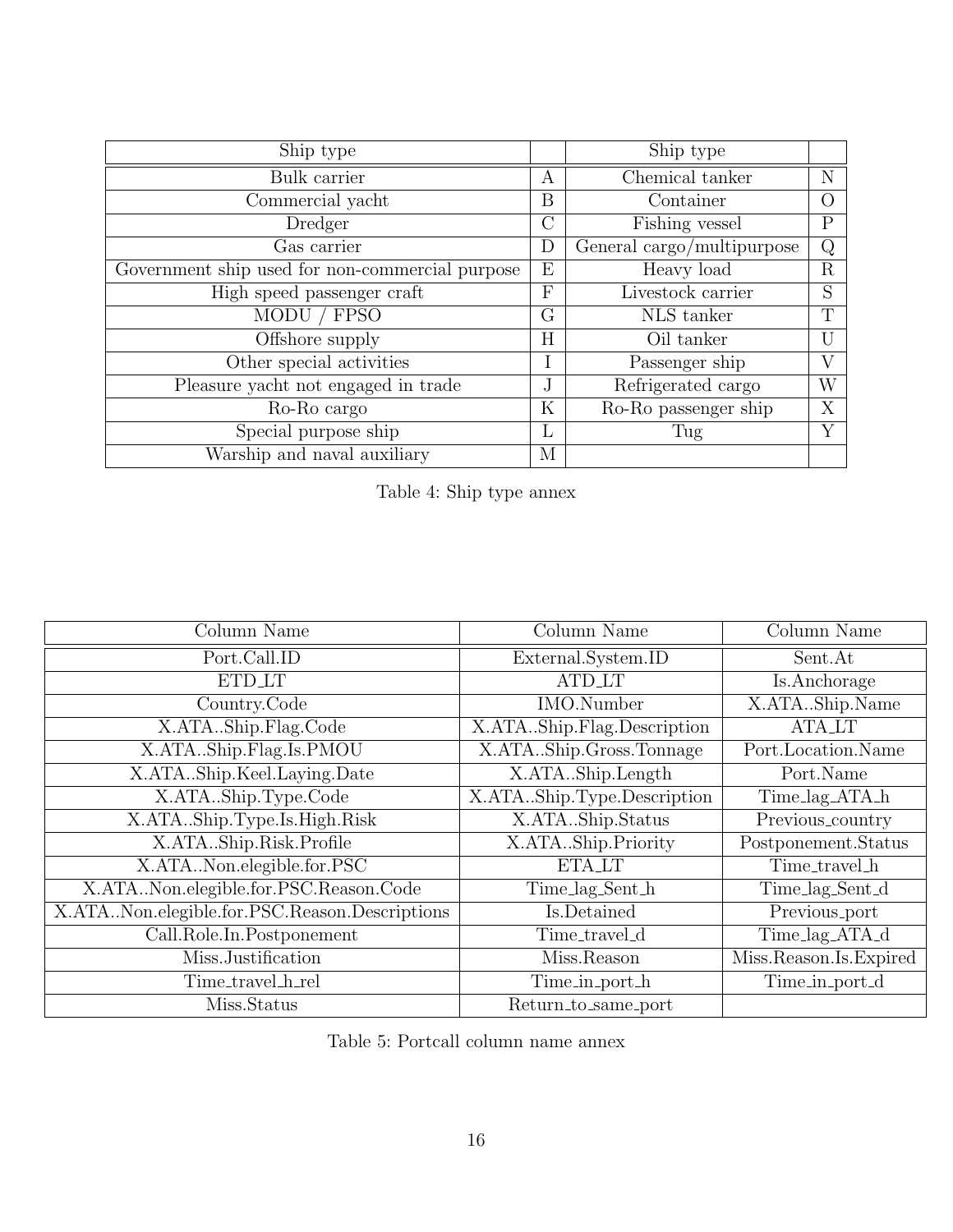| Ship type | | Ship type | |
|---|---|---|---|
| Bulk carrier | A | Chemical tanker | N |
| Commercial yacht | B | Container | O |
| Dredger | C | Fishing vessel | P |
| Gas carrier | D | General cargo/multipurpose | Q |
| Government ship used for non-commercial purpose | E | Heavy load | R |
| High speed passenger craft | F | Livestock carrier | S |
| MODU / FPSO | G | NLS tanker | T |
| Offshore supply | H | Oil tanker | U |
| Other special activities | I | Passenger ship | V |
| Pleasure yacht not engaged in trade | J | Refrigerated cargo | W |
| Ro-Ro cargo | K | Ro-Ro passenger ship | X |
| Special purpose ship | L | Tug | Y |
| Warship and naval auxiliary | M | | |

Table 4: Ship type annex

| Column Name | Column Name | Column Name |
|---|---|---|
| Port.Call.ID | External.System.ID | Sent.At |
| ETD_LT | ATD_LT | Is.Anchorage |
| Country.Code | IMO.Number | X.ATA..Ship.Name |
| X.ATA..Ship.Flag.Code | X.ATA..Ship.Flag.Description | ATA_LT |
| X.ATA..Ship.Flag.Is.PMOU | X.ATA..Ship.Gross.Tonnage | Port.Location.Name |
| X.ATA..Ship.Keel.Laying.Date | X.ATA..Ship.Length | Port.Name |
| X.ATA..Ship.Type.Code | X.ATA..Ship.Type.Description | Time_lag_ATA_h |
| X.ATA..Ship.Type.Is.High.Risk | X.ATA..Ship.Status | Previous_country |
| X.ATA..Ship.Risk.Profile | X.ATA..Ship.Priority | Postponement.Status |
| X.ATA..Non.elegible.for.PSC | ETA_LT | Time_travel_h |
| X.ATA..Non.elegible.for.PSC.Reason.Code | Time_lag_Sent_h | Time_lag_Sent_d |
| X.ATA..Non.elegible.for.PSC.Reason.Descriptions | Is.Detained | Previous_port |
| Call.Role.In.Postponement | Time_travel_d | Time_lag_ATA_d |
| Miss.Justification | Miss.Reason | Miss.Reason.Is.Expired |
| Time_travel_h_rel | Time_in_port_h | Time_in_port_d |
| Miss.Status | Return_to_same_port | |

Table 5: Portcall column name annex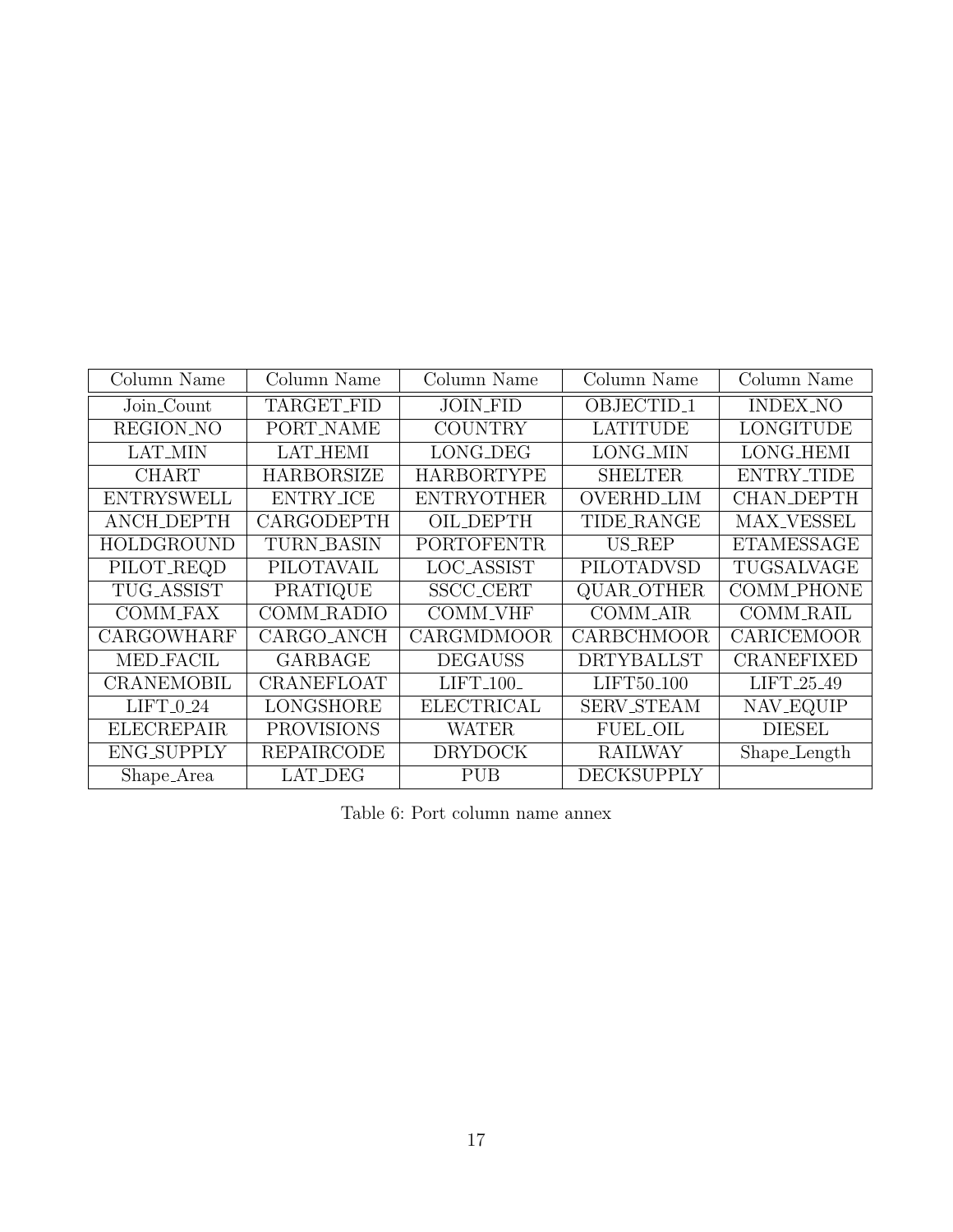| Column Name | Column Name | Column Name | Column Name | Column Name |
|---|---|---|---|---|
| Join_Count | TARGET_FID | JOIN_FID | OBJECTID_1 | INDEX_NO |
| REGION_NO | PORT_NAME | COUNTRY | LATITUDE | LONGITUDE |
| LAT_MIN | LAT_HEMI | LONG_DEG | LONG_MIN | LONG_HEMI |
| CHART | HARBORSIZE | HARBORTYPE | SHELTER | ENTRY_TIDE |
| ENTRYSWELL | ENTRY_ICE | ENTRYOTHER | OVERHD_LIM | CHAN_DEPTH |
| ANCH_DEPTH | CARGODEPTH | OIL_DEPTH | TIDE_RANGE | MAX_VESSEL |
| HOLDGROUND | TURN_BASIN | PORTOFENTR | US_REP | ETAMESSAGE |
| PILOT_REQD | PILOTAVAIL | LOC_ASSIST | PILOTADVSD | TUGSALVAGE |
| TUG_ASSIST | PRATIQUE | SSCC_CERT | QUAR_OTHER | COMM_PHONE |
| COMM_FAX | COMM_RADIO | COMM_VHF | COMM_AIR | COMM_RAIL |
| CARGOWHARF | CARGO_ANCH | CARGMDMOOR | CARBCHMOOR | CARICEMOOR |
| MED_FACIL | GARBAGE | DEGAUSS | DRTYBALLST | CRANEFIXED |
| CRANEMOBIL | CRANEFLOAT | LIFT_100_ | LIFT50_100 | LIFT_25_49 |
| LIFT_0_24 | LONGSHORE | ELECTRICAL | SERV_STEAM | NAV_EQUIP |
| ELECREPAIR | PROVISIONS | WATER | FUEL_OIL | DIESEL |
| ENG_SUPPLY | REPAIRCODE | DRYDOCK | RAILWAY | Shape_Length |
| Shape_Area | LAT_DEG | PUB | DECKSUPPLY | |

Table 6: Port column name annex